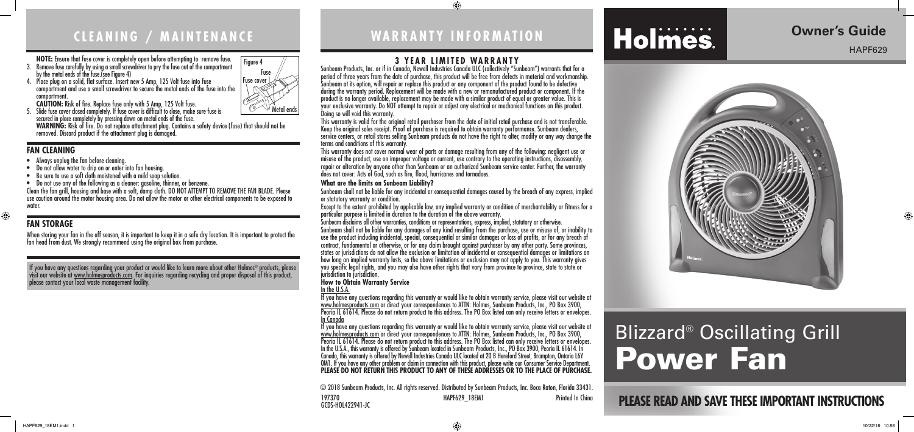# CLEANING / MAINTENANCE

**NOTE:** Ensure that fuse cover is completely open before attempting to remove fuse.

3. Remove fuse carefully by using a small screwdriver to pry the fuse out of the compartment by the metal ends of the fuse.(see Figure 4)
4. Place plug on a solid, flat surface. Insert new 5 Amp, 125 Volt fuse into fuse compartment and use a small screwdriver to secure the metal ends of the fuse into the compartment.
   **CAUTION:** Risk of fire. Replace fuse only with 5 Amp, 125 Volt fuse.
5. Slide fuse cover closed completely. If fuse cover is difficult to close, make sure fuse is secured in place completely by pressing down on metal ends of the fuse.
   **WARNING:** Risk of fire. Do not replace attachment plug. Contains a safety device (fuse) that should not be removed. Discard product if the attachment plug is damaged.

Figure 4
Fuse
Fuse cover
Metal ends

## FAN CLEANING

- Always unplug the fan before cleaning.
- Do not allow water to drip on or enter into fan housing.
- Be sure to use a soft cloth moistened with a mild soap solution.
- Do not use any of the following as a cleaner: gasoline, thinner, or benzene.

Clean the fan grill, housing and base with a soft, damp cloth. DO NOT ATTEMPT TO REMOVE THE FAN BLADE. Please use caution around the motor housing area. Do not allow the motor or other electrical components to be exposed to water.

## FAN STORAGE

When storing your fan in the off season, it is important to keep it in a safe dry location. It is important to protect the fan head from dust. We strongly recommend using the original box from purchase.

If you have any questions regarding your product or would like to learn more about other Holmes® products, please visit our website at www.holmesproducts.com. For inquiries regarding recycling and proper disposal of this product, please contact your local waste management facility.

# WARRANTY INFORMATION

## 3 YEAR LIMITED WARRANTY

Sunbeam Products, Inc. or if in Canada, Newell Industries Canada ULC (collectively "Sunbeam") warrants that for a period of three years from the date of purchase, this product will be free from defects in material and workmanship. Sunbeam at its option, will repair or replace this product or any component of the product found to be defective during the warranty period. Replacement will be made with a new or remanufactured product or component. If the product is no longer available, replacement may be made with a similar product of equal or greater value. This is your exclusive warranty. Do NOT attempt to repair or adjust any electrical or mechanical functions on this product. Doing so will void this warranty.

This warranty is valid for the original retail purchaser from the date of initial retail purchase and is not transferable. Keep the original sales receipt. Proof of purchase is required to obtain warranty performance. Sunbeam dealers, service centers, or retail stores selling Sunbeam products do not have the right to alter, modify or any way change the terms and conditions of this warranty.

This warranty does not cover normal wear of parts or damage resulting from any of the following: negligent use or misuse of the product, use on improper voltage or current, use contrary to the operating instructions, disassembly, repair or alteration by anyone other than Sunbeam or an authorized Sunbeam service center. Further, the warranty does not cover: Acts of God, such as fire, flood, hurricanes and tornadoes.

**What are the limits on Sunbeam Liability?**

Sunbeam shall not be liable for any incidental or consequential damages caused by the breach of any express, implied or statutory warranty or condition.

Except to the extent prohibited by applicable law, any implied warranty or condition of merchantability or fitness for a particular purpose is limited in duration to the duration of the above warranty.

Sunbeam disclaims all other warranties, conditions or representations, express, implied, statutory or otherwise.

Sunbeam shall not be liable for any damages of any kind resulting from the purchase, use or misuse of, or inability to use the product including incidental, special, consequential or similar damages or loss of profits, or for any breach of contract, fundamental or otherwise, or for any claim brought against purchaser by any other party. Some provinces, states or jurisdictions do not allow the exclusion or limitation of incidental or consequential damages or limitations on how long an implied warranty lasts, so the above limitations or exclusion may not apply to you. This warranty gives you specific legal rights, and you may also have other rights that vary from province to province, state to state or jurisdiction to jurisdiction.

**How to Obtain Warranty Service**

In the U.S.A.

If you have any questions regarding this warranty or would like to obtain warranty service, please visit our website at www.holmesproducts.com or direct your correspondences to ATTN: Holmes, Sunbeam Products, Inc., PO Box 3900, Peoria IL 61614. Please do not return product to this address. The PO Box listed can only receive letters or envelopes.

In Canada

If you have any questions regarding this warranty or would like to obtain warranty service, please visit our website at www.holmesproducts.com or direct your correspondences to ATTN: Holmes, Sunbeam Products, Inc., PO Box 3900, Peoria IL 61614. Please do not return product to this address. The PO Box listed can only receive letters or envelopes. In the U.S.A., this warranty is offered by Sunbeam located in Sunbeam Products, Inc., PO Box 3900, Peoria IL 61614. In Canada, this warranty is offered by Newell Industries Canada ULC located at 20 B Hereford Street, Brampton, Ontario L6Y 0M1. If you have any other problem or claim in connection with this product, please write our Consumer Service Department. **PLEASE DO NOT RETURN THIS PRODUCT TO ANY OF THESE ADDRESSES OR TO THE PLACE OF PURCHASE.**

© 2018 Sunbeam Products, Inc. All rights reserved. Distributed by Sunbeam Products, Inc. Boca Raton, Florida 33431.

197370 HAPF629_18EM1 Printed In China
GCDS-HOL422941-JC

# Holmes.

## Owner's Guide

HAPF629

# Blizzard® Oscillating Grill Power Fan

## PLEASE READ AND SAVE THESE IMPORTANT INSTRUCTIONS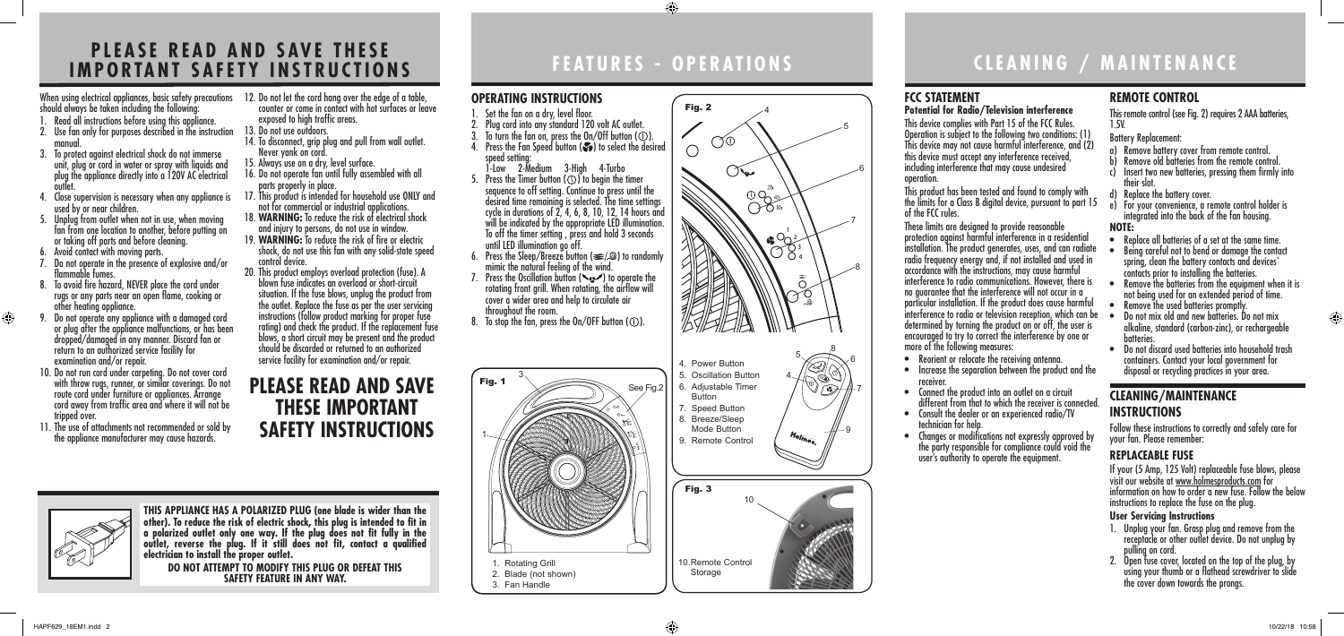# PLEASE READ AND SAVE THESE IMPORTANT SAFETY INSTRUCTIONS

When using electrical appliances, basic safety precautions should always be taken including the following:

1. Read all instructions before using this appliance.
2. Use fan only for purposes described in the instruction manual.
3. To protect against electrical shock do not immerse unit, plug or cord in water or spray with liquids and plug the appliance directly into a 120V AC electrical outlet.
4. Close supervision is necessary when any appliance is used by or near children.
5. Unplug from outlet when not in use, when moving fan from one location to another, before putting on or taking off parts and before cleaning.
6. Avoid contact with moving parts.
7. Do not operate in the presence of explosive and/or flammable fumes.
8. To avoid fire hazard, NEVER place the cord under rugs or any parts near an open flame, cooking or other heating appliance.
9. Do not operate any appliance with a damaged cord or plug after the appliance malfunctions, or has been dropped/damaged in any manner. Discard fan or return to an authorized service facility for examination and/or repair.
10. Do not run cord under carpeting. Do not cover cord with throw rugs, runner, or similar coverings. Do not route cord under furniture or appliances. Arrange cord away from traffic area and where it will not be tripped over.
11. The use of attachments not recommended or sold by the appliance manufacturer may cause hazards.
12. Do not let the cord hang over the edge of a table, counter or come in contact with hot surfaces or leave exposed to high traffic areas.
13. Do not use outdoors.
14. To disconnect, grip plug and pull from wall outlet. Never yank on cord.
15. Always use on a dry, level surface.
16. Do not operate fan until fully assembled with all parts properly in place.
17. This product is intended for household use ONLY and not for commercial or industrial applications.
18. **WARNING:** To reduce the risk of electrical shock and injury to persons, do not use in window.
19. **WARNING:** To reduce the risk of fire or electric shock, do not use this fan with any solid-state speed control device.
20. This product employs overload protection (fuse). A blown fuse indicates an overload or short-circuit situation. If the fuse blows, unplug the product from the outlet. Replace the fuse as per the user servicing instructions (follow product marking for proper fuse rating) and check the product. If the replacement fuse blows, a short circuit may be present and the product should be discarded or returned to an authorized service facility for examination and/or repair.

## PLEASE READ AND SAVE THESE IMPORTANT SAFETY INSTRUCTIONS

**THIS APPLIANCE HAS A POLARIZED PLUG (one blade is wider than the other). To reduce the risk of electric shock, this plug is intended to fit in a polarized outlet only one way. If the plug does not fit fully in the outlet, reverse the plug. If it still does not fit, contact a qualified electrician to install the proper outlet.**

**DO NOT ATTEMPT TO MODIFY THIS PLUG OR DEFEAT THIS SAFETY FEATURE IN ANY WAY.**

# FEATURES - OPERATIONS

## OPERATING INSTRUCTIONS

1. Set the fan on a dry, level floor.
2. Plug cord into any standard 120 volt AC outlet.
3. To turn the fan on, press the On/Off button (⏻).
4. Press the Fan Speed button to select the desired speed setting:
   1-Low 2-Medium 3-High 4-Turbo
5. Press the Timer button to begin the timer sequence to off setting. Continue to press until the desired time remaining is selected. The time settings cycle in durations of 2, 4, 6, 8, 10, 12, 14 hours and will be indicated by the appropriate LED illumination. To off the timer setting , press and hold 3 seconds until LED illumination go off.
6. Press the Sleep/Breeze button to randomly mimic the natural feeling of the wind.
7. Press the Oscillation button to operate the rotating front grill. When rotating, the airflow will cover a wider area and help to circulate air throughout the room.
8. To stop the fan, press the On/OFF button (⏻).

Fig. 1

See Fig.2

1. Rotating Grill
2. Blade (not shown)
3. Fan Handle

Fig. 2

4. Power Button
5. Oscillation Button
6. Adjustable Timer Button
7. Speed Button
8. Breeze/Sleep Mode Button
9. Remote Control

Fig. 3

10. Remote Control Storage

# CLEANING / MAINTENANCE

## FCC STATEMENT

**Potential for Radio/Television interference**

This device complies with Part 15 of the FCC Rules. Operation is subject to the following two conditions: (1) This device may not cause harmful interference, and (2) this device must accept any interference received, including interference that may cause undesired operation.

This product has been tested and found to comply with the limits for a Class B digital device, pursuant to part 15 of the FCC rules.

These limits are designed to provide reasonable protection against harmful interference in a residential installation. The product generates, uses, and can radiate radio frequency energy and, if not installed and used in accordance with the instructions, may cause harmful interference to radio communications. However, there is no guarantee that the interference will not occur in a particular installation. If the product does cause harmful interference to radio or television reception, which can be determined by turning the product on or off, the user is encouraged to try to correct the interference by one or more of the following measures:

- Reorient or relocate the receiving antenna.
- Increase the separation between the product and the receiver.
- Connect the product into an outlet on a circuit different from that to which the receiver is connected.
- Consult the dealer or an experienced radio/TV technician for help.
- Changes or modifications not expressly approved by the party responsible for compliance could void the user's authority to operate the equipment.

## REMOTE CONTROL

This remote control (see Fig. 2) requires 2 AAA batteries, 1.5V.

Battery Replacement:

a) Remove battery cover from remote control.
b) Remove old batteries from the remote control.
c) Insert two new batteries, pressing them firmly into their slot.
d) Replace the battery cover.
e) For your convenience, a remote control holder is integrated into the back of the fan housing.

**NOTE:**

- Replace all batteries of a set at the same time.
- Being careful not to bend or damage the contact spring, clean the battery contacts and devices' contacts prior to installing the batteries.
- Remove the batteries from the equipment when it is not being used for an extended period of time.
- Remove the used batteries promptly.
- Do not mix old and new batteries. Do not mix alkaline, standard (carbon-zinc), or rechargeable batteries.
- Do not discard used batteries into household trash containers. Contact your local government for disposal or recycling practices in your area.

## CLEANING/MAINTENANCE INSTRUCTIONS

Follow these instructions to correctly and safely care for your fan. Please remember:

### REPLACEABLE FUSE

If your (5 Amp, 125 Volt) replaceable fuse blows, please visit our website at www.holmesproducts.com for information on how to order a new fuse. Follow the below instructions to replace the fuse on the plug.

**User Servicing Instructions**

1. Unplug your fan. Grasp plug and remove from the receptacle or other outlet device. Do not unplug by pulling on cord.
2. Open fuse cover, located on the top of the plug, by using your thumb or a flathead screwdriver to slide the cover down towards the prongs.